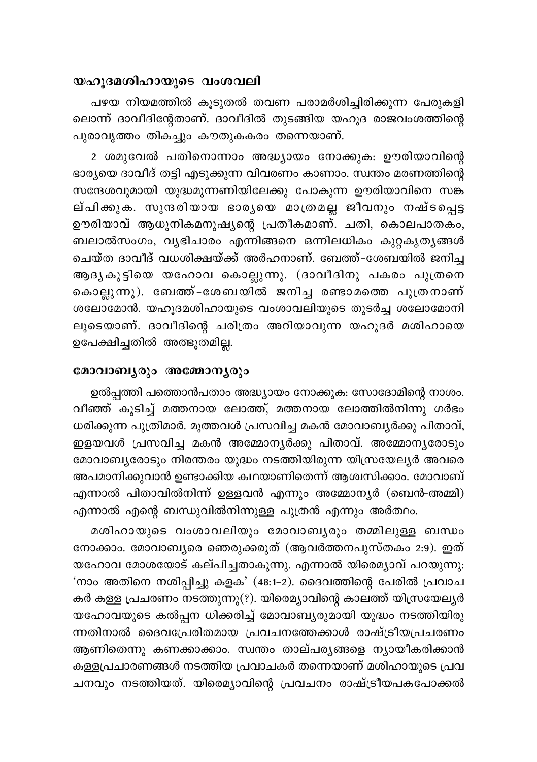## യഹൂദമശിഹായുടെ വംശവലി

പഴയ നിയമത്തിൽ കൂടുതൽ തവണ പരാമർശിച്ചിരിക്കുന്ന പേരുകളിലൊന്ന് ദാവീദിന്റേതാണ്. ദാവീദിൽ തുടങ്ങിയ യഹൂദ രാജവംശത്തിന്റെ പുരാവൃത്തം തികച്ചും കൗതുകകരം തന്നെയാണ്.

2 ശമുവേൽ പതിനൊന്നാം അദ്ധ്യായം നോക്കുക: ഊരിയാവിന്റെ ഭാര്യയെ ദാവീദ് തട്ടി എടുക്കുന്ന വിവരണം കാണാം. സ്വന്തം മരണത്തിന്റെ സന്ദേശവുമായി യുദ്ധമുന്നണിയിലേക്കു പോകുന്ന ഊരിയാവിനെ സങ്കല്പിക്കുക. സുന്ദരിയായ ഭാര്യയെ മാത്രമല്ല ജീവനും നഷ്ടപ്പെട്ട ഊരിയാവ് ആധുനികമനുഷ്യന്റെ പ്രതീകമാണ്. ചതി, കൊലപാതകം, ബലാൽസംഗം, വ്യഭിചാരം എന്നിങ്ങനെ ഒന്നിലധികം കുറ്റകൃത്യങ്ങൾ ചെയ്ത ദാവീദ് വധശിക്ഷയ്ക്ക് അർഹനാണ്. ബേത്ത്-ശേബയിൽ ജനിച്ച ആദ്യകുട്ടിയെ യഹോവ കൊല്ലുന്നു. (ദാവീദിനു പകരം പുത്രനെ കൊല്ലുന്നു). ബേത്ത്-ശേബയിൽ ജനിച്ച രണ്ടാമത്തെ പുത്രനാണ് ശലോമോൻ. യഹൂദമശിഹായുടെ വംശാവലിയുടെ തുടർച്ച ശലോമോനിലൂടെയാണ്. ദാവീദിന്റെ ചരിത്രം അറിയാവുന്ന യഹൂദർ മശിഹായെ ഉപേക്ഷിച്ചതിൽ അത്ഭുതമില്ല.

## മോവാബ്യരും അമ്മോന്യരും

ഉൽപ്പത്തി പത്തൊൻപതാം അദ്ധ്യായം നോക്കുക: സോദോമിന്റെ നാശം. വീഞ്ഞ് കുടിച്ച് മത്തനായ ലോത്ത്, മത്തനായ ലോത്തിൽനിന്നു ഗർഭം ധരിക്കുന്ന പുത്രിമാർ. മൂത്തവൾ പ്രസവിച്ച മകൻ മോവാബ്യർക്കു പിതാവ്, ഇളയവൾ പ്രസവിച്ച മകൻ അമ്മോന്യർക്കു പിതാവ്. അമ്മോന്യരോടും മോവാബ്യരോടും നിരന്തരം യുദ്ധം നടത്തിയിരുന്ന യിസ്രയേല്യർ അവരെ അപമാനിക്കുവാൻ ഉണ്ടാക്കിയ കഥയാണിതെന്ന് ആശ്വസിക്കാം. മോവാബ് എന്നാൽ പിതാവിൽനിന്ന് ഉള്ളവൻ എന്നും അമ്മോന്യർ (ബെൻ-അമ്മി) എന്നാൽ എന്റെ ബന്ധുവിൽനിന്നുള്ള പുത്രൻ എന്നും അർത്ഥം.

മശിഹായുടെ വംശാവലിയും മോവാബ്യരും തമ്മിലുള്ള ബന്ധം നോക്കാം. മോവാബ്യരെ ഞെരുക്കരുത് (ആവർത്തനപുസ്തകം 2:9). ഇത് യഹോവ മോശയോട് കല്പിച്ചതാകുന്നു. എന്നാൽ യിരെമ്യാവ് പറയുന്നു: 'നാം അതിനെ നശിപ്പിച്ചു കളക' (48:1-2). ദൈവത്തിന്റെ പേരിൽ പ്രവാചകർ കള്ള പ്രചരണം നടത്തുന്നു(?). യിരെമ്യാവിന്റെ കാലത്ത് യിസ്രയേല്യർ യഹോവയുടെ കൽപ്പന ധിക്കരിച്ച് മോവാബ്യരുമായി യുദ്ധം നടത്തിയിരുന്നതിനാൽ ദൈവപ്രേരിതമായ പ്രവചനത്തേക്കാൾ രാഷ്ട്രീയപ്രചരണം ആണിതെന്നു കണക്കാക്കാം. സ്വന്തം താല്പര്യങ്ങളെ ന്യായീകരിക്കാൻ കള്ളപ്രചാരണങ്ങൾ നടത്തിയ പ്രവാചകർ തന്നെയാണ് മശിഹായുടെ പ്രവചനവും നടത്തിയത്. യിരെമ്യാവിന്റെ പ്രവചനം രാഷ്ട്രീയപകപോക്കൽ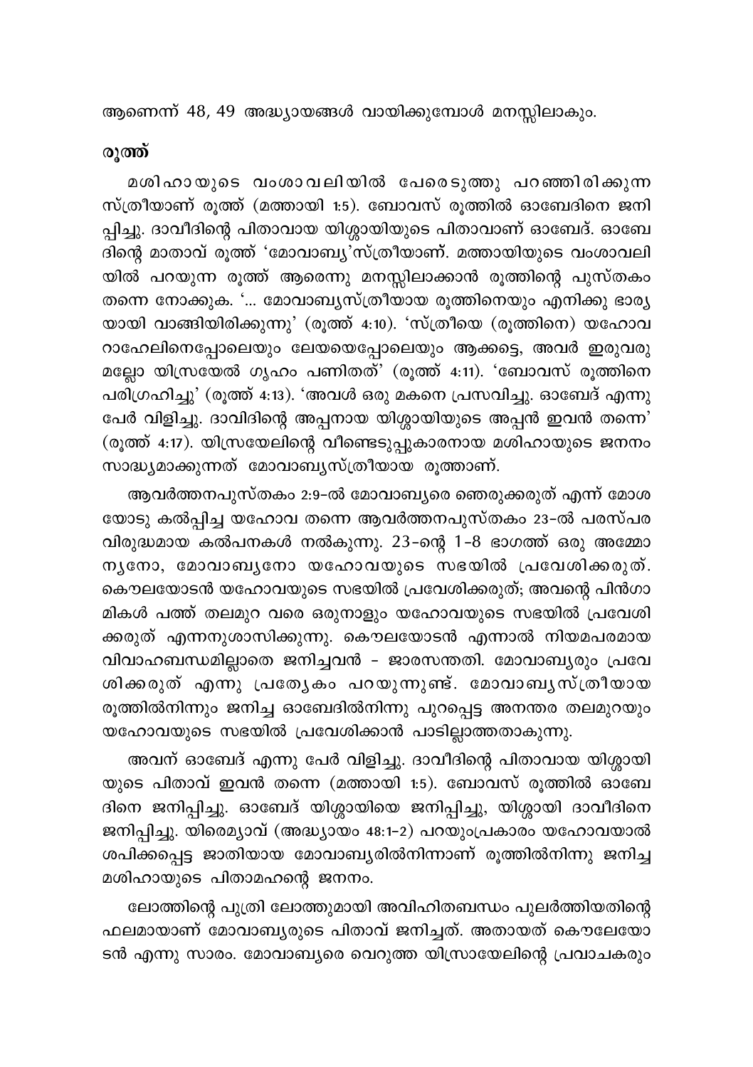ആണെന്ന് 48, 49 അദ്ധ്യായങ്ങൾ വായിക്കുമ്പോൾ മനസ്സിലാകും.

**രൂത്ത്**

മശിഹായുടെ വംശാവലിയിൽ പേരെടുത്തു പറഞ്ഞിരിക്കുന്ന സ്ത്രീയാണ് രൂത്ത് (മത്തായി 1:5). ബോവസ് രൂത്തിൽ ഓബേദിനെ ജനിപ്പിച്ചു. ദാവീദിന്റെ പിതാവായ യിശ്ശായിയുടെ പിതാവാണ് ഓബേദ്. ഓബേദിന്റെ മാതാവ് രൂത്ത് 'മോവാബ്യ'സ്ത്രീയാണ്. മത്തായിയുടെ വംശാവലിയിൽ പറയുന്ന രൂത്ത് ആരെന്നു മനസ്സിലാക്കാൻ രൂത്തിന്റെ പുസ്തകം തന്നെ നോക്കുക. '... മോവാബ്യസ്ത്രീയായ രൂത്തിനെയും എനിക്കു ഭാര്യയായി വാങ്ങിയിരിക്കുന്നു' (രൂത്ത് 4:10). 'സ്ത്രീയെ (രൂത്തിനെ) യഹോവ റാഹേലിനെപ്പോലെയും ലേയയെപ്പോലെയും ആക്കട്ടെ, അവർ ഇരുവരുമല്ലോ യിസ്രയേൽ ഗൃഹം പണിതത്' (രൂത്ത് 4:11). 'ബോവസ് രൂത്തിനെ പരിഗ്രഹിച്ചു' (രൂത്ത് 4:13). 'അവൾ ഒരു മകനെ പ്രസവിച്ചു. ഓബേദ് എന്നു പേർ വിളിച്ചു. ദാവിദിന്റെ അപ്പനായ യിശ്ശായിയുടെ അപ്പൻ ഇവൻ തന്നെ' (രൂത്ത് 4:17). യിസ്രയേലിന്റെ വീണ്ടെടുപ്പുകാരനായ മശിഹായുടെ ജനനം സാദ്ധ്യമാക്കുന്നത് മോവാബ്യസ്ത്രീയായ രൂത്താണ്.

ആവർത്തനപുസ്തകം 2:9-ൽ മോവാബ്യരെ ഞെരുക്കരുത് എന്ന് മോശയോടു കൽപ്പിച്ച യഹോവ തന്നെ ആവർത്തനപുസ്തകം 23-ൽ പരസ്പര വിരുദ്ധമായ കൽപനകൾ നൽകുന്നു. 23-ന്റെ 1-8 ഭാഗത്ത് ഒരു അമ്മോന്യനോ, മോവാബ്യനോ യഹോവയുടെ സഭയിൽ പ്രവേശിക്കരുത്. കൌലയോടൻ യഹോവയുടെ സഭയിൽ പ്രവേശിക്കരുത്; അവന്റെ പിൻഗാമികൾ പത്ത് തലമുറ വരെ ഒരുനാളും യഹോവയുടെ സഭയിൽ പ്രവേശിക്കരുത് എന്നനുശാസിക്കുന്നു. കൌലയോടൻ എന്നാൽ നിയമപരമായ വിവാഹബന്ധമില്ലാതെ ജനിച്ചവൻ - ജാരസന്തതി. മോവാബ്യരും പ്രവേശിക്കരുത് എന്നു പ്രത്യേകം പറയുന്നുണ്ട്. മോവാബ്യസ്ത്രീയായ രൂത്തിൽനിന്നും ജനിച്ച ഓബേദിൽനിന്നു പുറപ്പെട്ട അനന്തര തലമുറയും യഹോവയുടെ സഭയിൽ പ്രവേശിക്കാൻ പാടില്ലാത്തതാകുന്നു.

അവന് ഓബേദ് എന്നു പേർ വിളിച്ചു. ദാവീദിന്റെ പിതാവായ യിശ്ശായിയുടെ പിതാവ് ഇവൻ തന്നെ (മത്തായി 1:5). ബോവസ് രൂത്തിൽ ഓബേദിനെ ജനിപ്പിച്ചു. ഓബേദ് യിശ്ശായിയെ ജനിപ്പിച്ചു, യിശ്ശായി ദാവീദിനെ ജനിപ്പിച്ചു. യിരെമ്യാവ് (അദ്ധ്യായം 48:1-2) പറയുംപ്രകാരം യഹോവയാൽ ശപിക്കപ്പെട്ട ജാതിയായ മോവാബ്യരിൽനിന്നാണ് രൂത്തിൽനിന്നു ജനിച്ച മശിഹായുടെ പിതാമഹന്റെ ജനനം.

ലോത്തിന്റെ പുത്രി ലോത്തുമായി അവിഹിതബന്ധം പുലർത്തിയതിന്റെ ഫലമായാണ് മോവാബ്യരുടെ പിതാവ് ജനിച്ചത്. അതായത് കൌലേയോടൻ എന്നു സാരം. മോവാബ്യരെ വെറുത്ത യിസ്രായേലിന്റെ പ്രവാചകരും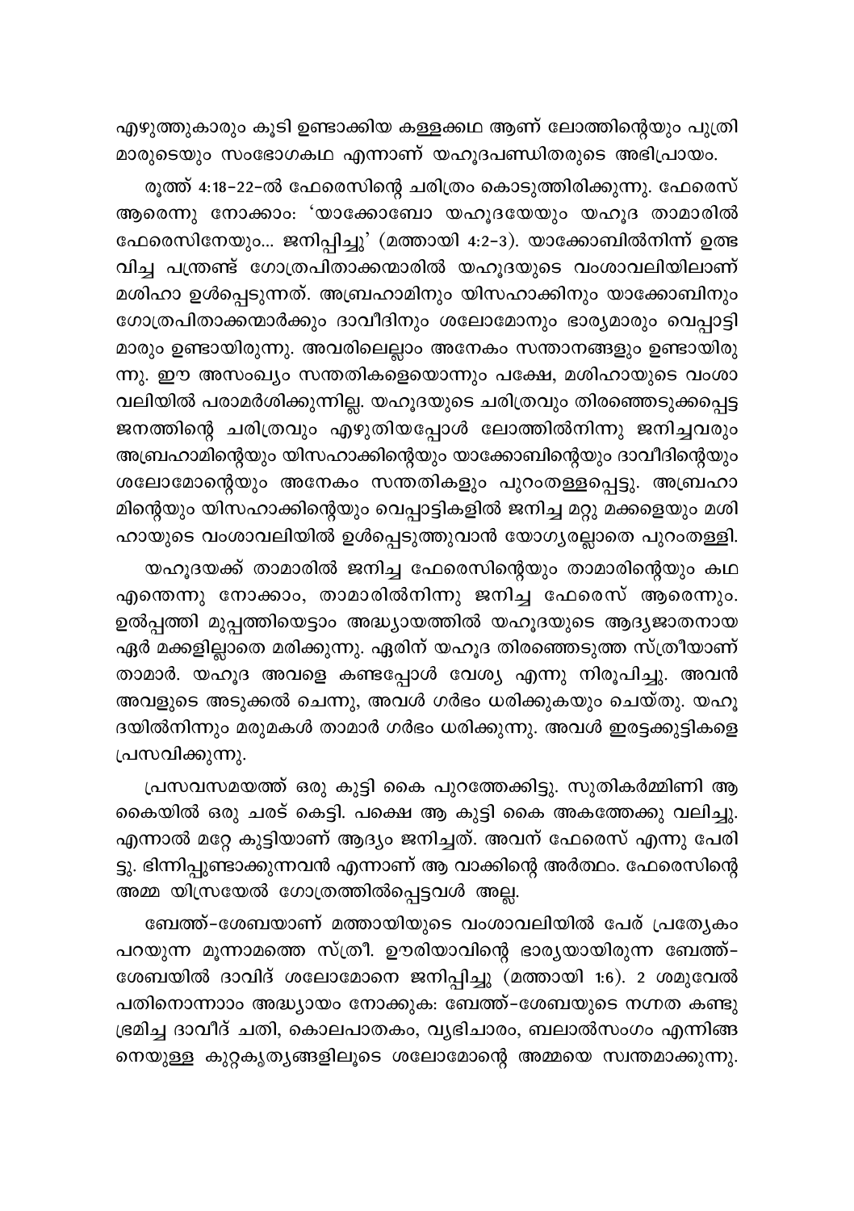എഴുത്തുകാരും കൂടി ഉണ്ടാക്കിയ കള്ളക്കഥ ആണ് ലോത്തിന്റെയും പുത്രി മാരുടെയും സംഭോഗകഥ എന്നാണ് യഹൂദപണ്ഡിതരുടെ അഭിപ്രായം.

രൂത്ത് 4:18–22-ൽ ഫേരെസിന്റെ ചരിത്രം കൊടുത്തിരിക്കുന്നു. ഫേരെസ് ആരെന്നു നോക്കാം: 'യാക്കോബോ യഹൂദയേയും യഹൂദ താമാരിൽ ഫേരെസിനേയും... ജനിപ്പിച്ചു' (മത്തായി 4:2–3). യാക്കോബിൽനിന്ന് ഉത്ഭ വിച്ച പന്ത്രണ്ട് ഗോത്രപിതാക്കന്മാരിൽ യഹൂദയുടെ വംശാവലിയിലാണ് മശിഹാ ഉൾപ്പെടുന്നത്. അബ്രഹാമിനും യിസഹാക്കിനും യാക്കോബിനും ഗോത്രപിതാക്കന്മാർക്കും ദാവീദിനും ശലോമോനും ഭാര്യമാരും വെപ്പാട്ടി മാരും ഉണ്ടായിരുന്നു. അവരിലെല്ലാം അനേകം സന്താനങ്ങളും ഉണ്ടായിരു ന്നു. ഈ അസംഖ്യം സന്തതികളെയൊന്നും പക്ഷേ, മശിഹായുടെ വംശാ വലിയിൽ പരാമർശിക്കുന്നില്ല. യഹൂദയുടെ ചരിത്രവും തിരഞ്ഞെടുക്കപ്പെട്ട ജനത്തിന്റെ ചരിത്രവും എഴുതിയപ്പോൾ ലോത്തിൽനിന്നു ജനിച്ചവരും അബ്രഹാമിന്റെയും യിസഹാക്കിന്റെയും യാക്കോബിന്റെയും ദാവീദിന്റെയും ശലോമോന്റെയും അനേകം സന്തതികളും പുറംതള്ളപ്പെട്ടു. അബ്രഹാ മിന്റെയും യിസഹാക്കിന്റെയും വെപ്പാട്ടികളിൽ ജനിച്ച മറ്റു മക്കളെയും മശി ഹായുടെ വംശാവലിയിൽ ഉൾപ്പെടുത്തുവാൻ യോഗ്യരല്ലാതെ പുറംതള്ളി.

യഹൂദയക്ക് താമാരിൽ ജനിച്ച ഫേരെസിന്റെയും താമാരിന്റെയും കഥ എന്തെന്നു നോക്കാം, താമാരിൽനിന്നു ജനിച്ച ഫേരെസ് ആരെന്നും. ഉൽപ്പത്തി മുപ്പത്തിയെട്ടാം അദ്ധ്യായത്തിൽ യഹൂദയുടെ ആദ്യജാതനായ ഏർ മക്കളില്ലാതെ മരിക്കുന്നു. ഏരിന് യഹൂദ തിരഞ്ഞെടുത്ത സ്ത്രീയാണ് താമാർ. യഹൂദ അവളെ കണ്ടപ്പോൾ വേശ്യ എന്നു നിരൂപിച്ചു. അവൻ അവളുടെ അടുക്കൽ ചെന്നു, അവൾ ഗർഭം ധരിക്കുകയും ചെയ്തു. യഹൂ ദയിൽനിന്നും മരുമകൾ താമാർ ഗർഭം ധരിക്കുന്നു. അവൾ ഇരട്ടക്കുട്ടികളെ പ്രസവിക്കുന്നു.

പ്രസവസമയത്ത് ഒരു കുട്ടി കൈ പുറത്തേക്കിട്ടു. സൂതികർമ്മിണി ആ കൈയിൽ ഒരു ചരട് കെട്ടി. പക്ഷെ ആ കുട്ടി കൈ അകത്തേക്കു വലിച്ചു. എന്നാൽ മറ്റേ കുട്ടിയാണ് ആദ്യം ജനിച്ചത്. അവന് ഫേരെസ് എന്നു പേരി ട്ടു. ഭിന്നിപ്പുണ്ടാക്കുന്നവൻ എന്നാണ് ആ വാക്കിന്റെ അർത്ഥം. ഫേരെസിന്റെ അമ്മ യിസ്രയേൽ ഗോത്രത്തിൽപ്പെട്ടവൾ അല്ല.

ബേത്ത്-ശേബയാണ് മത്തായിയുടെ വംശാവലിയിൽ പേര് പ്രത്യേകം പറയുന്ന മൂന്നാമത്തെ സ്ത്രീ. ഊരിയാവിന്റെ ഭാര്യയായിരുന്ന ബേത്ത്- ശേബയിൽ ദാവിദ് ശലോമോനെ ജനിപ്പിച്ചു (മത്തായി 1:6). 2 ശമുവേൽ പതിനൊന്നാം അദ്ധ്യായം നോക്കുക: ബേത്ത്-ശേബയുടെ നഗ്നത കണ്ടു ഭ്രമിച്ച ദാവീദ് ചതി, കൊലപാതകം, വ്യഭിചാരം, ബലാൽസംഗം എന്നിങ്ങ നെയുള്ള കുറ്റകൃത്യങ്ങളിലൂടെ ശലോമോന്റെ അമ്മയെ സ്വന്തമാക്കുന്നു.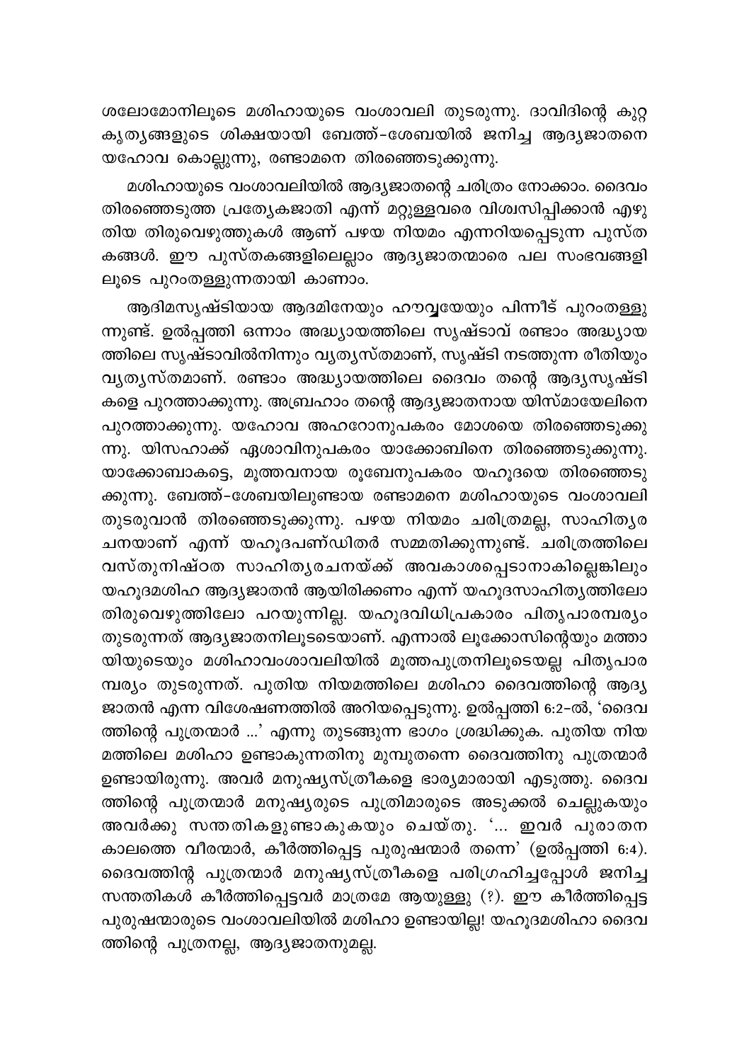ശലോമോനിലൂടെ മശിഹായുടെ വംശാവലി തുടരുന്നു. ദാവിദിന്റെ കുറ്റ കൃത്യങ്ങളുടെ ശിക്ഷയായി ബേത്ത്-ശേബയിൽ ജനിച്ച ആദ്യജാതനെ യഹോവ കൊല്ലുന്നു, രണ്ടാമനെ തിരഞ്ഞെടുക്കുന്നു.

മശിഹായുടെ വംശാവലിയിൽ ആദ്യജാതന്റെ ചരിത്രം നോക്കാം. ദൈവം തിരഞ്ഞെടുത്ത പ്രത്യേകജാതി എന്ന് മറ്റുള്ളവരെ വിശ്വസിപ്പിക്കാൻ എഴുതിയ തിരുവെഴുത്തുകൾ ആണ് പഴയ നിയമം എന്നറിയപ്പെടുന്ന പുസ്തകങ്ങൾ. ഈ പുസ്തകങ്ങളിലെല്ലാം ആദ്യജാതന്മാരെ പല സംഭവങ്ങളിലൂടെ പുറംതള്ളുന്നതായി കാണാം.

ആദിമസൃഷ്ടിയായ ആദമിനേയും ഹൗവ്വയേയും പിന്നീട് പുറംതള്ളുന്നുണ്ട്. ഉൽപ്പത്തി ഒന്നാം അദ്ധ്യായത്തിലെ സൃഷ്ടാവ് രണ്ടാം അദ്ധ്യായത്തിലെ സൃഷ്ടാവിൽനിന്നും വ്യത്യസ്തമാണ്, സൃഷ്ടി നടത്തുന്ന രീതിയും വ്യത്യസ്തമാണ്. രണ്ടാം അദ്ധ്യായത്തിലെ ദൈവം തന്റെ ആദ്യസൃഷ്ടികളെ പുറത്താക്കുന്നു. അബ്രഹാം തന്റെ ആദ്യജാതനായ യിസ്മായേലിനെ പുറത്താക്കുന്നു. യഹോവ അഹറോനുപകരം മോശയെ തിരഞ്ഞെടുക്കുന്നു. യിസഹാക്ക് ഏശാവിനുപകരം യാക്കോബിനെ തിരഞ്ഞെടുക്കുന്നു. യാക്കോബാകട്ടെ, മൂത്തവനായ രൂബേനുപകരം യഹൂദയെ തിരഞ്ഞെടുക്കുന്നു. ബേത്ത്-ശേബയിലുണ്ടായ രണ്ടാമനെ മശിഹായുടെ വംശാവലി തുടരുവാൻ തിരഞ്ഞെടുക്കുന്നു. പഴയ നിയമം ചരിത്രമല്ല, സാഹിത്യരചനയാണ് എന്ന് യഹൂദപണ്ഡിതർ സമ്മതിക്കുന്നുണ്ട്. ചരിത്രത്തിലെ വസ്തുനിഷ്ഠത സാഹിത്യരചനയ്ക്ക് അവകാശപ്പെടാനാകില്ലെങ്കിലും യഹൂദമശിഹ ആദ്യജാതൻ ആയിരിക്കണം എന്ന് യഹൂദസാഹിത്യത്തിലോ തിരുവെഴുത്തിലോ പറയുന്നില്ല. യഹൂദവിധിപ്രകാരം പിതൃപാരമ്പര്യം തുടരുന്നത് ആദ്യജാതനിലൂടെയാണ്. എന്നാൽ ലൂക്കോസിന്റെയും മത്തായിയുടെയും മശിഹാവംശാവലിയിൽ മൂത്തപുത്രനിലൂടെയല്ല പിതൃപാരമ്പര്യം തുടരുന്നത്. പുതിയ നിയമത്തിലെ മശിഹാ ദൈവത്തിന്റെ ആദ്യജാതൻ എന്ന വിശേഷണത്തിൽ അറിയപ്പെടുന്നു. ഉൽപ്പത്തി 6:2-ൽ, 'ദൈവത്തിന്റെ പുത്രന്മാർ ...' എന്നു തുടങ്ങുന്ന ഭാഗം ശ്രദ്ധിക്കുക. പുതിയ നിയമത്തിലെ മശിഹാ ഉണ്ടാകുന്നതിനു മുമ്പുതന്നെ ദൈവത്തിനു പുത്രന്മാർ ഉണ്ടായിരുന്നു. അവർ മനുഷ്യസ്ത്രീകളെ ഭാര്യമാരായി എടുത്തു. ദൈവത്തിന്റെ പുത്രന്മാർ മനുഷ്യരുടെ പുത്രിമാരുടെ അടുക്കൽ ചെല്ലുകയും അവർക്കു സന്തതികളുണ്ടാകുകയും ചെയ്തു. '... ഇവർ പുരാതന കാലത്തെ വീരന്മാർ, കീർത്തിപ്പെട്ട പുരുഷന്മാർ തന്നെ' (ഉൽപ്പത്തി 6:4). ദൈവത്തിന്റ പുത്രന്മാർ മനുഷ്യസ്ത്രീകളെ പരിഗ്രഹിച്ചപ്പോൾ ജനിച്ച സന്തതികൾ കീർത്തിപ്പെട്ടവർ മാത്രമേ ആയുള്ളു (?). ഈ കീർത്തിപ്പെട്ട പുരുഷന്മാരുടെ വംശാവലിയിൽ മശിഹാ ഉണ്ടായില്ല! യഹൂദമശിഹാ ദൈവത്തിന്റെ പുത്രനല്ല, ആദ്യജാതനുമല്ല.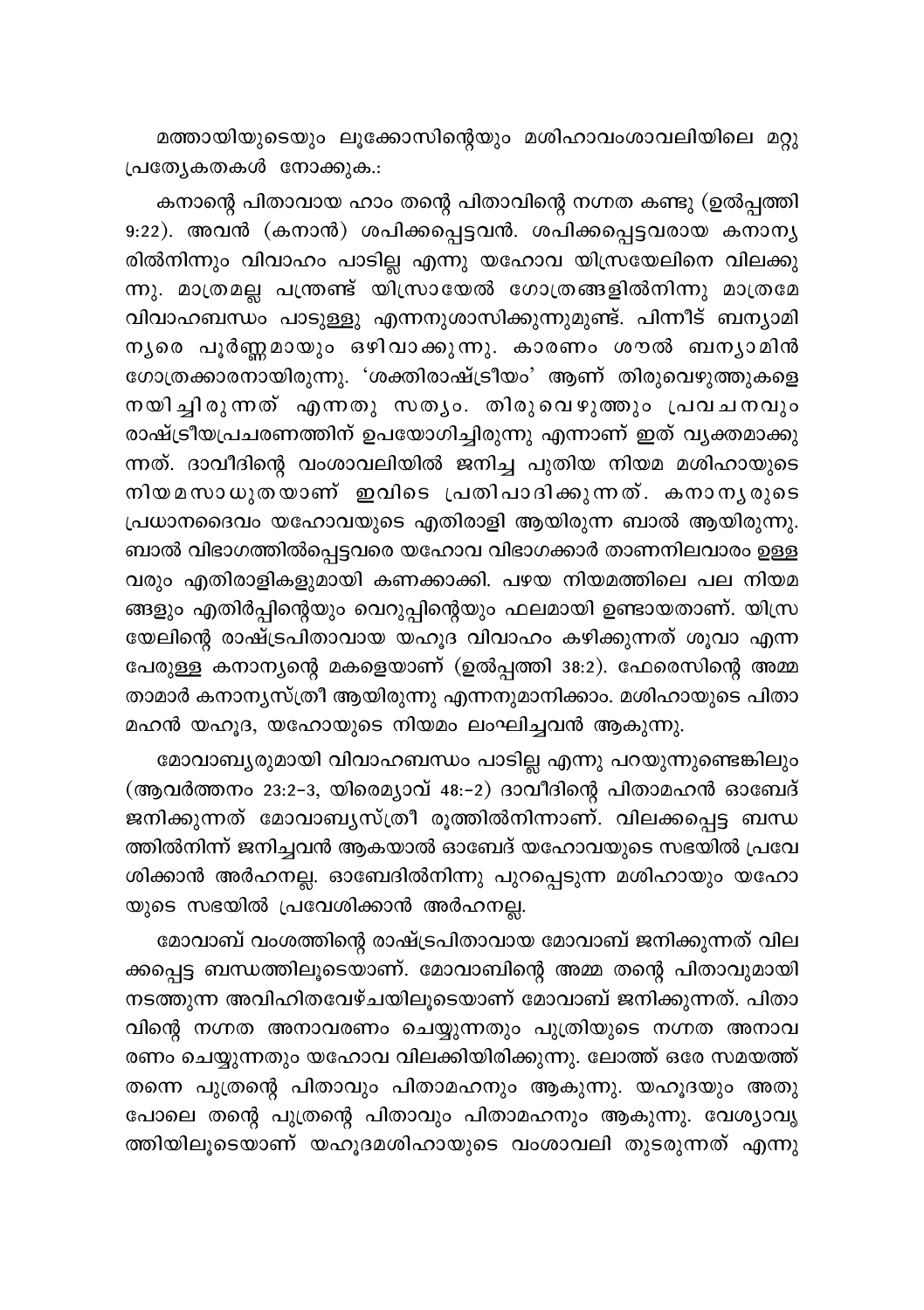മത്തായിയുടെയും ലൂക്കോസിന്റെയും മശിഹാവംശാവലിയിലെ മറ്റു പ്രത്യേകതകൾ നോക്കുക.:

കനാന്റെ പിതാവായ ഹാം തന്റെ പിതാവിന്റെ നഗ്നത കണ്ടു (ഉൽപ്പത്തി 9:22). അവൻ (കനാൻ) ശപിക്കപ്പെട്ടവൻ. ശപിക്കപ്പെട്ടവരായ കനാന്യരിൽനിന്നും വിവാഹം പാടില്ല എന്നു യഹോവ യിസ്രയേലിനെ വിലക്കുന്നു. മാത്രമല്ല പന്ത്രണ്ട് യിസ്രായേൽ ഗോത്രങ്ങളിൽനിന്നു മാത്രമേ വിവാഹബന്ധം പാടുള്ളു എന്നനുശാസിക്കുന്നുമുണ്ട്. പിന്നീട് ബന്യാമിന്യരെ പൂർണ്ണമായും ഒഴിവാക്കുന്നു. കാരണം ശൗൽ ബന്യാമിൻ ഗോത്രക്കാരനായിരുന്നു. 'ശക്തിരാഷ്ട്രീയം' ആണ് തിരുവെഴുത്തുകളെ നയിച്ചിരുന്നത് എന്നതു സത്യം. തിരുവെഴുത്തും പ്രവചനവും രാഷ്ട്രീയപ്രചരണത്തിന് ഉപയോഗിച്ചിരുന്നു എന്നാണ് ഇത് വ്യക്തമാക്കുന്നത്. ദാവീദിന്റെ വംശാവലിയിൽ ജനിച്ച പുതിയ നിയമ മശിഹായുടെ നിയമസാധുതയാണ് ഇവിടെ പ്രതിപാദിക്കുന്നത്. കനാന്യരുടെ പ്രധാനദൈവം യഹോവയുടെ എതിരാളി ആയിരുന്ന ബാൽ ആയിരുന്നു. ബാൽ വിഭാഗത്തിൽപ്പെട്ടവരെ യഹോവ വിഭാഗക്കാർ താണനിലവാരം ഉള്ളവരും എതിരാളികളുമായി കണക്കാക്കി. പഴയ നിയമത്തിലെ പല നിയമങ്ങളും എതിർപ്പിന്റെയും വെറുപ്പിന്റെയും ഫലമായി ഉണ്ടായതാണ്. യിസ്രയേലിന്റെ രാഷ്ട്രപിതാവായ യഹൂദ വിവാഹം കഴിക്കുന്നത് ശൂവാ എന്ന പേരുള്ള കനാന്യന്റെ മകളെയാണ് (ഉൽപ്പത്തി 38:2). ഫേരെസിന്റെ അമ്മ താമാർ കനാന്യസ്ത്രീ ആയിരുന്നു എന്നനുമാനിക്കാം. മശിഹായുടെ പിതാമഹൻ യഹൂദ, യഹോയുടെ നിയമം ലംഘിച്ചവൻ ആകുന്നു.

മോവാബ്യരുമായി വിവാഹബന്ധം പാടില്ല എന്നു പറയുന്നുണ്ടെങ്കിലും (ആവർത്തനം 23:2-3, യിരെമ്യാവ് 48:-2) ദാവീദിന്റെ പിതാമഹൻ ഓബേദ് ജനിക്കുന്നത് മോവാബ്യസ്ത്രീ രൂത്തിൽനിന്നാണ്. വിലക്കപ്പെട്ട ബന്ധത്തിൽനിന്ന് ജനിച്ചവൻ ആകയാൽ ഓബേദ് യഹോവയുടെ സഭയിൽ പ്രവേശിക്കാൻ അർഹനല്ല. ഓബേദിൽനിന്നു പുറപ്പെടുന്ന മശിഹായും യഹോയുടെ സഭയിൽ പ്രവേശിക്കാൻ അർഹനല്ല.

മോവാബ് വംശത്തിന്റെ രാഷ്ട്രപിതാവായ മോവാബ് ജനിക്കുന്നത് വിലക്കപ്പെട്ട ബന്ധത്തിലൂടെയാണ്. മോവാബിന്റെ അമ്മ തന്റെ പിതാവുമായി നടത്തുന്ന അവിഹിതവേഴ്ചയിലൂടെയാണ് മോവാബ് ജനിക്കുന്നത്. പിതാവിന്റെ നഗ്നത അനാവരണം ചെയ്യുന്നതും പുത്രിയുടെ നഗ്നത അനാവരണം ചെയ്യുന്നതും യഹോവ വിലക്കിയിരിക്കുന്നു. ലോത്ത് ഒരേ സമയത്ത് തന്നെ പുത്രന്റെ പിതാവും പിതാമഹനും ആകുന്നു. യഹൂദയും അതുപോലെ തന്റെ പുത്രന്റെ പിതാവും പിതാമഹനും ആകുന്നു. വേശ്യാവൃത്തിയിലൂടെയാണ് യഹൂദമശിഹായുടെ വംശാവലി തുടരുന്നത് എന്നു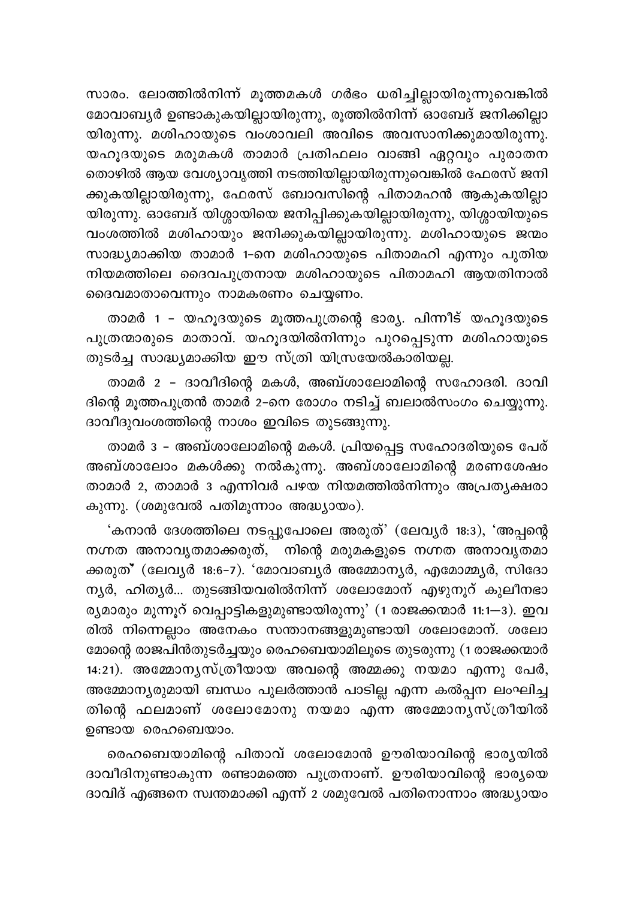സാരം. ലോത്തിൽനിന്ന് മൂത്തമകൾ ഗർഭം ധരിച്ചില്ലായിരുന്നുവെങ്കിൽ മോവാബ്യർ ഉണ്ടാകുകയില്ലായിരുന്നു, രൂത്തിൽനിന്ന് ഓബേദ് ജനിക്കില്ലായിരുന്നു. മശിഹായുടെ വംശാവലി അവിടെ അവസാനിക്കുമായിരുന്നു. യഹൂദയുടെ മരുമകൾ താമാർ പ്രതിഫലം വാങ്ങി ഏറ്റവും പുരാതന തൊഴിൽ ആയ വേശ്യാവൃത്തി നടത്തിയില്ലായിരുന്നുവെങ്കിൽ ഫേരസ് ജനിക്കുകയില്ലായിരുന്നു, ഫേരസ് ബോവസിന്റെ പിതാമഹൻ ആകുകയില്ലായിരുന്നു. ഓബേദ് യിശ്ശായിയെ ജനിപ്പിക്കുകയില്ലായിരുന്നു, യിശ്ശായിയുടെ വംശത്തിൽ മശിഹായും ജനിക്കുകയില്ലായിരുന്നു. മശിഹായുടെ ജന്മം സാദ്ധ്യമാക്കിയ താമാർ 1-നെ മശിഹായുടെ പിതാമഹി എന്നും പുതിയ നിയമത്തിലെ ദൈവപുത്രനായ മശിഹായുടെ പിതാമഹി ആയതിനാൽ ദൈവമാതാവെന്നും നാമകരണം ചെയ്യണം.

താമർ 1 – യഹൂദയുടെ മൂത്തപുത്രന്റെ ഭാര്യ. പിന്നീട് യഹൂദയുടെ പുത്രന്മാരുടെ മാതാവ്. യഹൂദയിൽനിന്നും പുറപ്പെടുന്ന മശിഹായുടെ തുടർച്ച സാദ്ധ്യമാക്കിയ ഈ സ്ത്രീ യിസ്രയേൽകാരിയല്ല.

താമർ 2 – ദാവീദിന്റെ മകൾ, അബ്ശാലോമിന്റെ സഹോദരി. ദാവിദിന്റെ മൂത്തപുത്രൻ താമർ 2-നെ രോഗം നടിച്ച് ബലാൽസംഗം ചെയ്യുന്നു. ദാവീദുവംശത്തിന്റെ നാശം ഇവിടെ തുടങ്ങുന്നു.

താമർ 3 – അബ്ശാലോമിന്റെ മകൾ. പ്രിയപ്പെട്ട സഹോദരിയുടെ പേര് അബ്ശാലോം മകൾക്കു നൽകുന്നു. അബ്ശാലോമിന്റെ മരണശേഷം താമാർ 2, താമാർ 3 എന്നിവർ പഴയ നിയമത്തിൽനിന്നും അപ്രത്യക്ഷരാകുന്നു. (ശമുവേൽ പതിമൂന്നാം അദ്ധ്യായം).

'കനാൻ ദേശത്തിലെ നടപ്പുപോലെ അരുത്' (ലേവ്യർ 18:3), 'അപ്പന്റെ നഗ്നത അനാവൃതമാക്കരുത്, നിന്റെ മരുമകളുടെ നഗ്നത അനാവൃതമാക്കരുത്' (ലേവ്യർ 18:6-7). 'മോവാബ്യർ അമ്മോന്യർ, എമോമ്യർ, സിദോന്യർ, ഹിത്യർ... തുടങ്ങിയവരിൽനിന്ന് ശലോമോന് എഴുനൂറ് കുലീനഭാര്യമാരും മുന്നൂറ് വെപ്പാട്ടികളുമുണ്ടായിരുന്നു' (1 രാജക്കന്മാർ 11:1–3). ഇവരിൽ നിന്നെല്ലാം അനേകം സന്താനങ്ങളുമുണ്ടായി ശലോമോന്. ശലോമോന്റെ രാജപിൻതുടർച്ചയും രെഹബെയാമിലൂടെ തുടരുന്നു (1 രാജക്കന്മാർ 14:21). അമ്മോന്യസ്ത്രീയായ അവന്റെ അമ്മക്കു നയമാ എന്നു പേർ, അമ്മോന്യരുമായി ബന്ധം പുലർത്താൻ പാടില്ല എന്ന കൽപ്പന ലംഘിച്ചതിന്റെ ഫലമാണ് ശലോമോനു നയമാ എന്ന അമ്മോന്യസ്ത്രീയിൽ ഉണ്ടായ രെഹബെയാം.

രെഹബെയാമിന്റെ പിതാവ് ശലോമോൻ ഊരിയാവിന്റെ ഭാര്യയിൽ ദാവീദിനുണ്ടാകുന്ന രണ്ടാമത്തെ പുത്രനാണ്. ഊരിയാവിന്റെ ഭാര്യയെ ദാവിദ് എങ്ങനെ സ്വന്തമാക്കി എന്ന് 2 ശമുവേൽ പതിനൊന്നാം അദ്ധ്യായം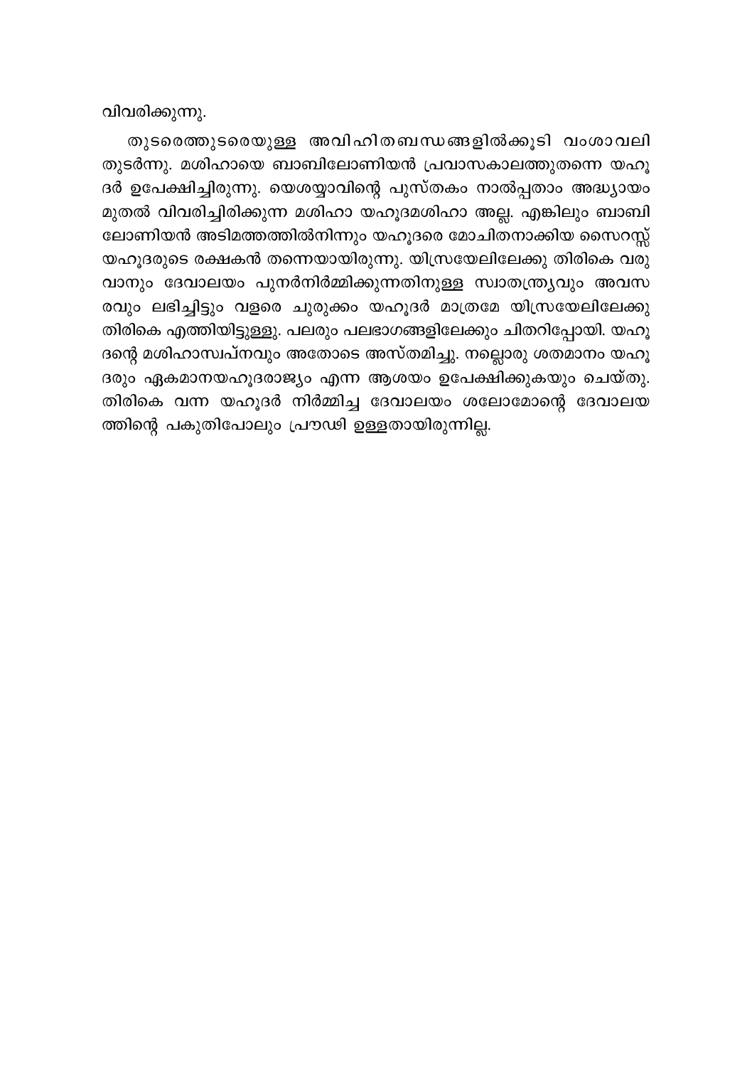വിവരിക്കുന്നു.

തുടരെത്തുടരെയുള്ള അവിഹിതബന്ധങ്ങളിൽക്കൂടി വംശാവലി തുടർന്നു. മശിഹായെ ബാബിലോണിയൻ പ്രവാസകാലത്തുതന്നെ യഹൂദർ ഉപേക്ഷിച്ചിരുന്നു. യെശയ്യാവിന്റെ പുസ്തകം നാൽപ്പതാം അദ്ധ്യായം മുതൽ വിവരിച്ചിരിക്കുന്ന മശിഹാ യഹൂദമശിഹാ അല്ല. എങ്കിലും ബാബിലോണിയൻ അടിമത്തത്തിൽനിന്നും യഹൂദരെ മോചിതനാക്കിയ സൈറസ്സ് യഹൂദരുടെ രക്ഷകൻ തന്നെയായിരുന്നു. യിസ്രയേലിലേക്കു തിരികെ വരുവാനും ദേവാലയം പുനർനിർമ്മിക്കുന്നതിനുള്ള സ്വാതന്ത്ര്യവും അവസരവും ലഭിച്ചിട്ടും വളരെ ചുരുക്കം യഹൂദർ മാത്രമേ യിസ്രയേലിലേക്കു തിരികെ എത്തിയിട്ടുള്ളു. പലരും പലഭാഗങ്ങളിലേക്കും ചിതറിപ്പോയി. യഹൂദന്റെ മശിഹാസ്വപ്നവും അതോടെ അസ്തമിച്ചു. നല്ലൊരു ശതമാനം യഹൂദരും ഏകമാനയഹൂദരാജ്യം എന്ന ആശയം ഉപേക്ഷിക്കുകയും ചെയ്തു. തിരികെ വന്ന യഹൂദർ നിർമ്മിച്ച ദേവാലയം ശലോമോന്റെ ദേവാലയത്തിന്റെ പകുതിപോലും പ്രൗഢി ഉള്ളതായിരുന്നില്ല.